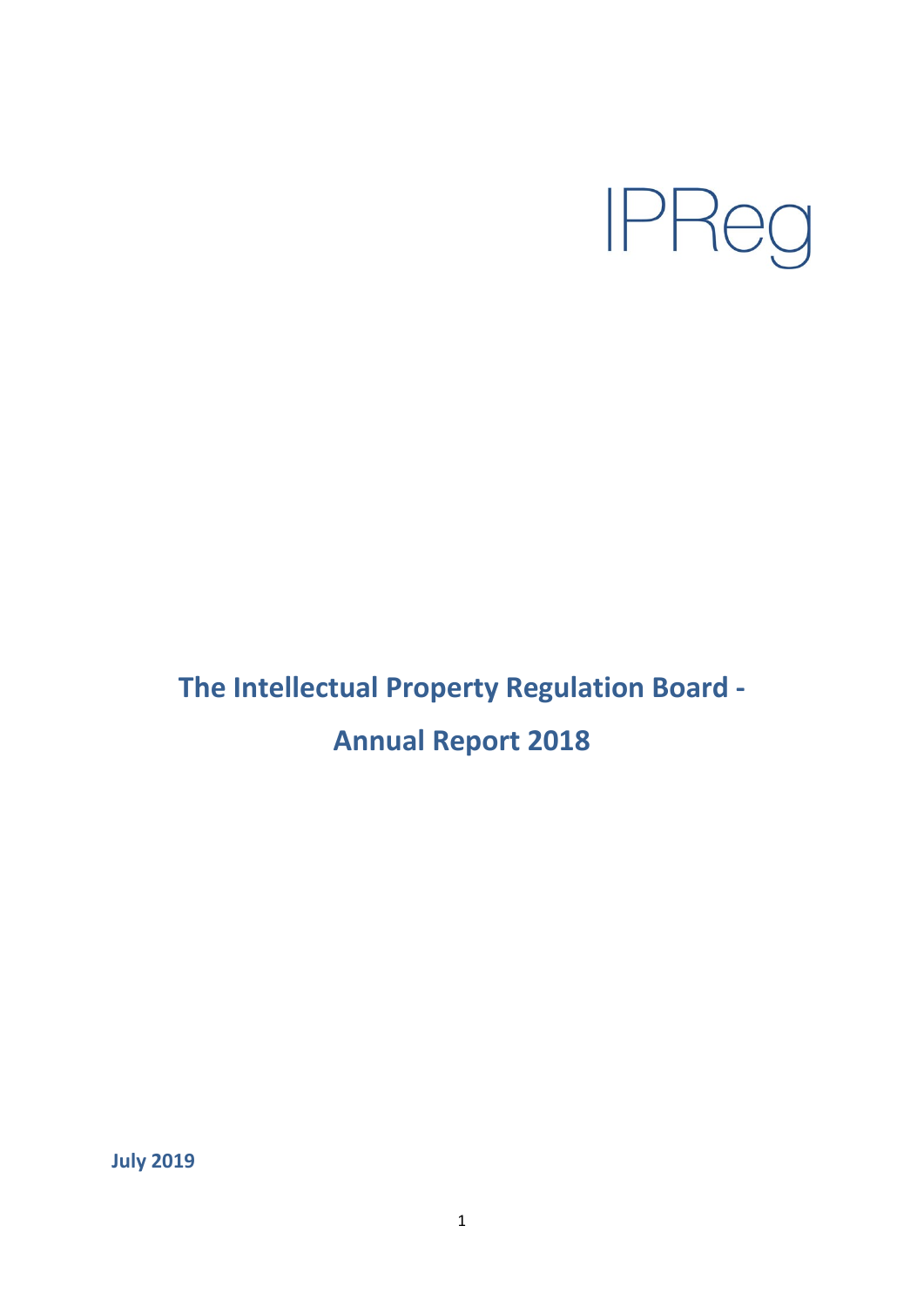IPReg

# The Intellectual Property Regulation Board - Annual Report 2018

**July 2019**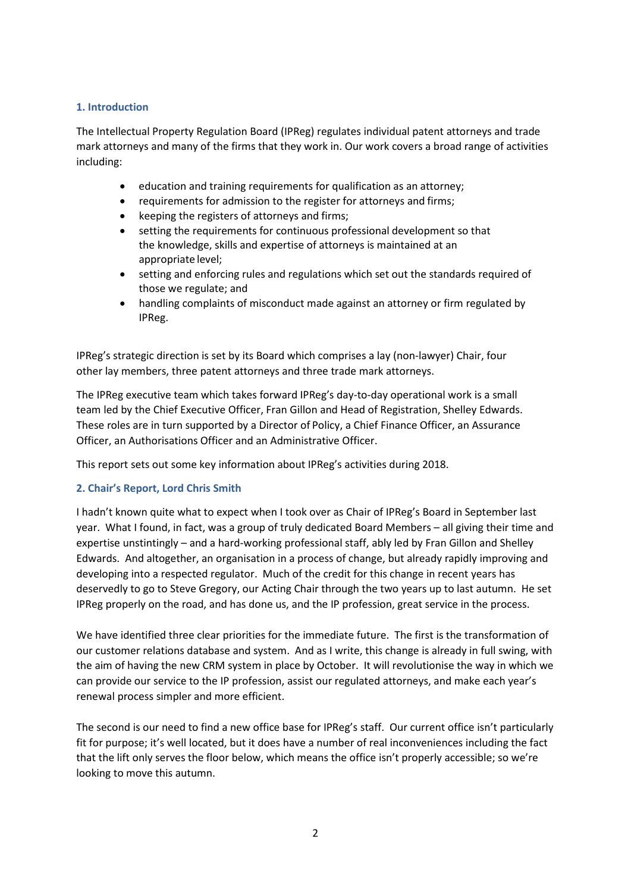## 1. Introduction

The Intellectual Property Regulation Board (IPReg) regulates individual patent attorneys and trade mark attorneys and many of the firms that they work in. Our work covers a broad range of activities including:

- education and training requirements for qualification as an attorney;
- requirements for admission to the register for attorneys and firms;
- keeping the registers of attorneys and firms;
- setting the requirements for continuous professional development so that the knowledge, skills and expertise of attorneys is maintained at an appropriate level;
- setting and enforcing rules and regulations which set out the standards required of those we regulate; and
- handling complaints of misconduct made against an attorney or firm regulated by IPReg.

IPReg's strategic direction is set by its Board which comprises a lay (non-lawyer) Chair, four other lay members, three patent attorneys and three trade mark attorneys.

The IPReg executive team which takes forward IPReg's day-to-day operational work is a small team led by the Chief Executive Officer, Fran Gillon and Head of Registration, Shelley Edwards. These roles are in turn supported by a Director of Policy, a Chief Finance Officer, an Assurance Officer, an Authorisations Officer and an Administrative Officer.

This report sets out some key information about IPReg's activities during 2018.

## 2. Chair's Report, Lord Chris Smith

I hadn't known quite what to expect when I took over as Chair of IPReg's Board in September last year. What I found, in fact, was a group of truly dedicated Board Members – all giving their time and expertise unstintingly – and a hard-working professional staff, ably led by Fran Gillon and Shelley Edwards. And altogether, an organisation in a process of change, but already rapidly improving and developing into a respected regulator. Much of the credit for this change in recent years has deservedly to go to Steve Gregory, our Acting Chair through the two years up to last autumn. He set IPReg properly on the road, and has done us, and the IP profession, great service in the process.

We have identified three clear priorities for the immediate future. The first is the transformation of our customer relations database and system. And as I write, this change is already in full swing, with the aim of having the new CRM system in place by October. It will revolutionise the way in which we can provide our service to the IP profession, assist our regulated attorneys, and make each year's renewal process simpler and more efficient.

The second is our need to find a new office base for IPReg's staff. Our current office isn't particularly fit for purpose; it's well located, but it does have a number of real inconveniences including the fact that the lift only serves the floor below, which means the office isn't properly accessible; so we're looking to move this autumn.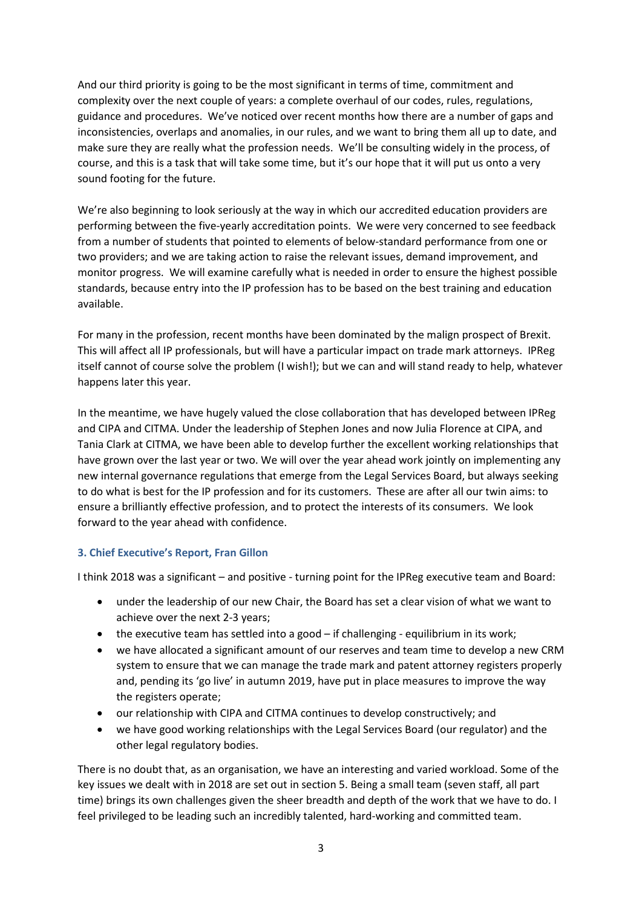And our third priority is going to be the most significant in terms of time, commitment and complexity over the next couple of years: a complete overhaul of our codes, rules, regulations, guidance and procedures. We've noticed over recent months how there are a number of gaps and inconsistencies, overlaps and anomalies, in our rules, and we want to bring them all up to date, and make sure they are really what the profession needs. We'll be consulting widely in the process, of course, and this is a task that will take some time, but it's our hope that it will put us onto a very sound footing for the future.

We're also beginning to look seriously at the way in which our accredited education providers are performing between the five-yearly accreditation points. We were very concerned to see feedback from a number of students that pointed to elements of below-standard performance from one or two providers; and we are taking action to raise the relevant issues, demand improvement, and monitor progress. We will examine carefully what is needed in order to ensure the highest possible standards, because entry into the IP profession has to be based on the best training and education available.

For many in the profession, recent months have been dominated by the malign prospect of Brexit. This will affect all IP professionals, but will have a particular impact on trade mark attorneys. IPReg itself cannot of course solve the problem (I wish!); but we can and will stand ready to help, whatever happens later this year.

In the meantime, we have hugely valued the close collaboration that has developed between IPReg and CIPA and CITMA. Under the leadership of Stephen Jones and now Julia Florence at CIPA, and Tania Clark at CITMA, we have been able to develop further the excellent working relationships that have grown over the last year or two. We will over the year ahead work jointly on implementing any new internal governance regulations that emerge from the Legal Services Board, but always seeking to do what is best for the IP profession and for its customers. These are after all our twin aims: to ensure a brilliantly effective profession, and to protect the interests of its consumers. We look forward to the year ahead with confidence.

### 3. Chief Executive's Report, Fran Gillon

I think 2018 was a significant – and positive - turning point for the IPReg executive team and Board:

- under the leadership of our new Chair, the Board has set a clear vision of what we want to achieve over the next 2-3 years;
- the executive team has settled into a good – if challenging - equilibrium in its work;
- we have allocated a significant amount of our reserves and team time to develop a new CRM system to ensure that we can manage the trade mark and patent attorney registers properly and, pending its 'go live' in autumn 2019, have put in place measures to improve the way the registers operate;
- our relationship with CIPA and CITMA continues to develop constructively; and
- we have good working relationships with the Legal Services Board (our regulator) and the other legal regulatory bodies.

There is no doubt that, as an organisation, we have an interesting and varied workload. Some of the key issues we dealt with in 2018 are set out in section 5. Being a small team (seven staff, all part time) brings its own challenges given the sheer breadth and depth of the work that we have to do. I feel privileged to be leading such an incredibly talented, hard-working and committed team.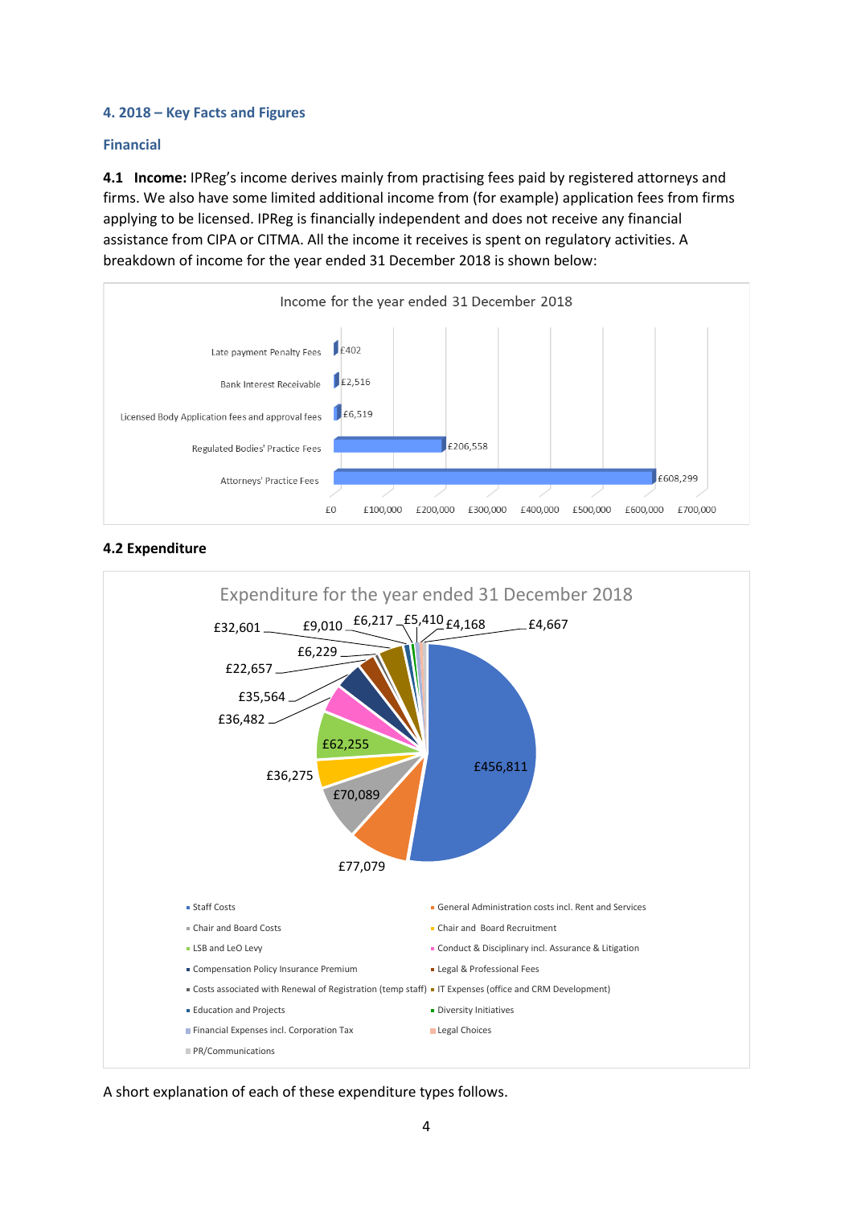## 4. 2018 – Key Facts and Figures

### Financial

**4.1 Income:** IPReg's income derives mainly from practising fees paid by registered attorneys and firms. We also have some limited additional income from (for example) application fees from firms applying to be licensed. IPReg is financially independent and does not receive any financial assistance from CIPA or CITMA. All the income it receives is spent on regulatory activities. A breakdown of income for the year ended 31 December 2018 is shown below:

Income for the year ended 31 December 2018

| Income | Amount |
|---|---|
| Late payment Penalty Fees | £402 |
| Bank Interest Receivable | £2,516 |
| Licensed Body Application fees and approval fees | £6,519 |
| Regulated Bodies' Practice Fees | £206,558 |
| Attorneys' Practice Fees | £608,299 |

**4.2 Expenditure**

Expenditure for the year ended 31 December 2018

| Expenditure | Amount |
|---|---|
| Staff Costs | £456,811 |
| General Administration costs incl. Rent and Services | £77,079 |
| Chair and Board Costs | £70,089 |
| Chair and Board Recruitment | £36,275 |
| LSB and LeO Levy | £62,255 |
| Conduct & Disciplinary incl. Assurance & Litigation | £36,482 |
| Compensation Policy Insurance Premium | £35,564 |
| Legal & Professional Fees | £22,657 |
| Costs associated with Renewal of Registration (temp staff) | £6,229 |
| IT Expenses (office and CRM Development) | £32,601 |
| Education and Projects | £9,010 |
| Diversity Initiatives | £6,217 |
| Financial Expenses incl. Corporation Tax | £5,410 |
| Legal Choices | £4,168 |
| PR/Communications | £4,667 |

A short explanation of each of these expenditure types follows.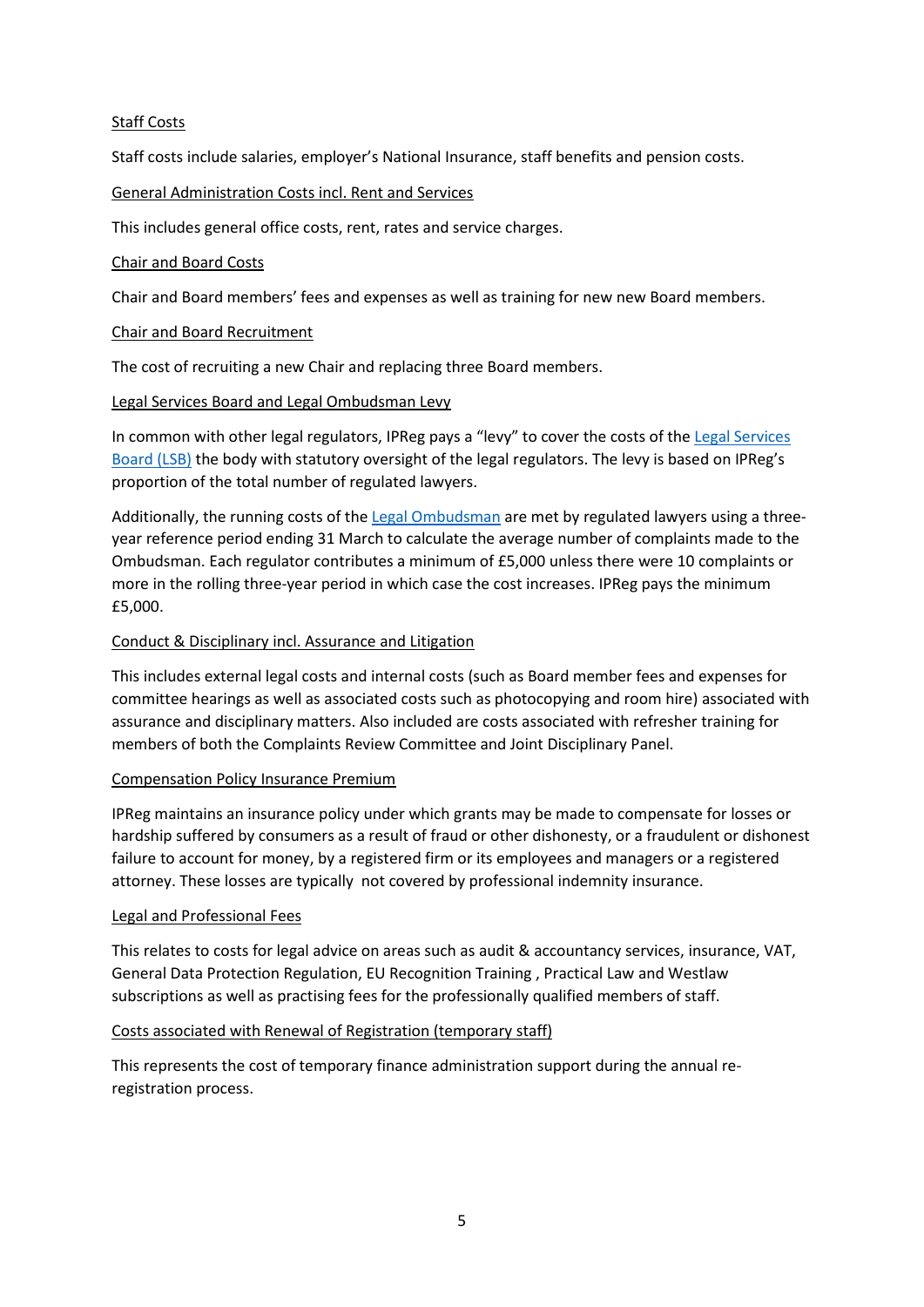Staff Costs

Staff costs include salaries, employer's National Insurance, staff benefits and pension costs.

General Administration Costs incl. Rent and Services

This includes general office costs, rent, rates and service charges.

Chair and Board Costs

Chair and Board members' fees and expenses as well as training for new new Board members.

Chair and Board Recruitment

The cost of recruiting a new Chair and replacing three Board members.

Legal Services Board and Legal Ombudsman Levy

In common with other legal regulators, IPReg pays a "levy" to cover the costs of the Legal Services Board (LSB) the body with statutory oversight of the legal regulators. The levy is based on IPReg's proportion of the total number of regulated lawyers.

Additionally, the running costs of the Legal Ombudsman are met by regulated lawyers using a three-year reference period ending 31 March to calculate the average number of complaints made to the Ombudsman. Each regulator contributes a minimum of £5,000 unless there were 10 complaints or more in the rolling three-year period in which case the cost increases. IPReg pays the minimum £5,000.

Conduct & Disciplinary incl. Assurance and Litigation

This includes external legal costs and internal costs (such as Board member fees and expenses for committee hearings as well as associated costs such as photocopying and room hire) associated with assurance and disciplinary matters. Also included are costs associated with refresher training for members of both the Complaints Review Committee and Joint Disciplinary Panel.

Compensation Policy Insurance Premium

IPReg maintains an insurance policy under which grants may be made to compensate for losses or hardship suffered by consumers as a result of fraud or other dishonesty, or a fraudulent or dishonest failure to account for money, by a registered firm or its employees and managers or a registered attorney. These losses are typically not covered by professional indemnity insurance.

Legal and Professional Fees

This relates to costs for legal advice on areas such as audit & accountancy services, insurance, VAT, General Data Protection Regulation, EU Recognition Training , Practical Law and Westlaw subscriptions as well as practising fees for the professionally qualified members of staff.

Costs associated with Renewal of Registration (temporary staff)

This represents the cost of temporary finance administration support during the annual re-registration process.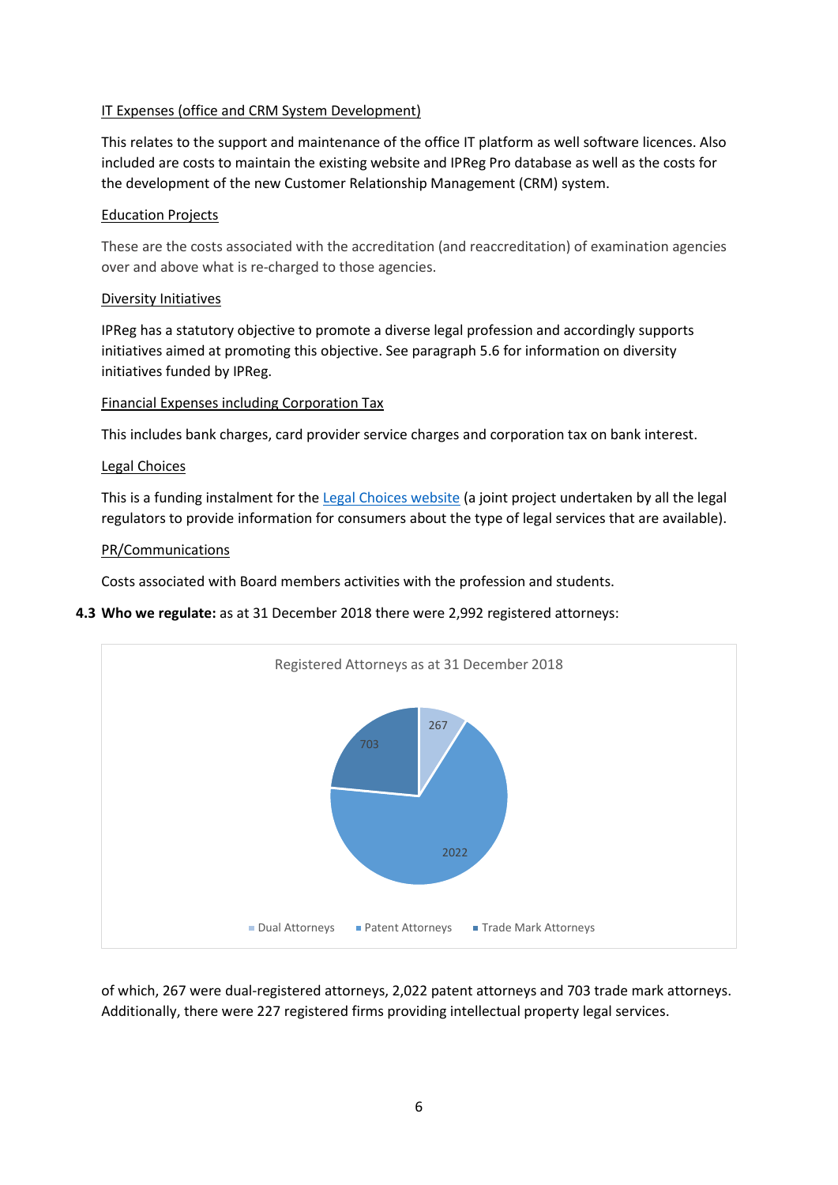IT Expenses (office and CRM System Development)

This relates to the support and maintenance of the office IT platform as well software licences. Also included are costs to maintain the existing website and IPReg Pro database as well as the costs for the development of the new Customer Relationship Management (CRM) system.

Education Projects

These are the costs associated with the accreditation (and reaccreditation) of examination agencies over and above what is re-charged to those agencies.

Diversity Initiatives

IPReg has a statutory objective to promote a diverse legal profession and accordingly supports initiatives aimed at promoting this objective. See paragraph 5.6 for information on diversity initiatives funded by IPReg.

Financial Expenses including Corporation Tax

This includes bank charges, card provider service charges and corporation tax on bank interest.

Legal Choices

This is a funding instalment for the [Legal Choices website](Legal Choices website) (a joint project undertaken by all the legal regulators to provide information for consumers about the type of legal services that are available).

PR/Communications

Costs associated with Board members activities with the profession and students.

**4.3 Who we regulate:** as at 31 December 2018 there were 2,992 registered attorneys:

Registered Attorneys as at 31 December 2018

| Category | Number |
| --- | --- |
| Dual Attorneys | 267 |
| Patent Attorneys | 2022 |
| Trade Mark Attorneys | 703 |

of which, 267 were dual-registered attorneys, 2,022 patent attorneys and 703 trade mark attorneys. Additionally, there were 227 registered firms providing intellectual property legal services.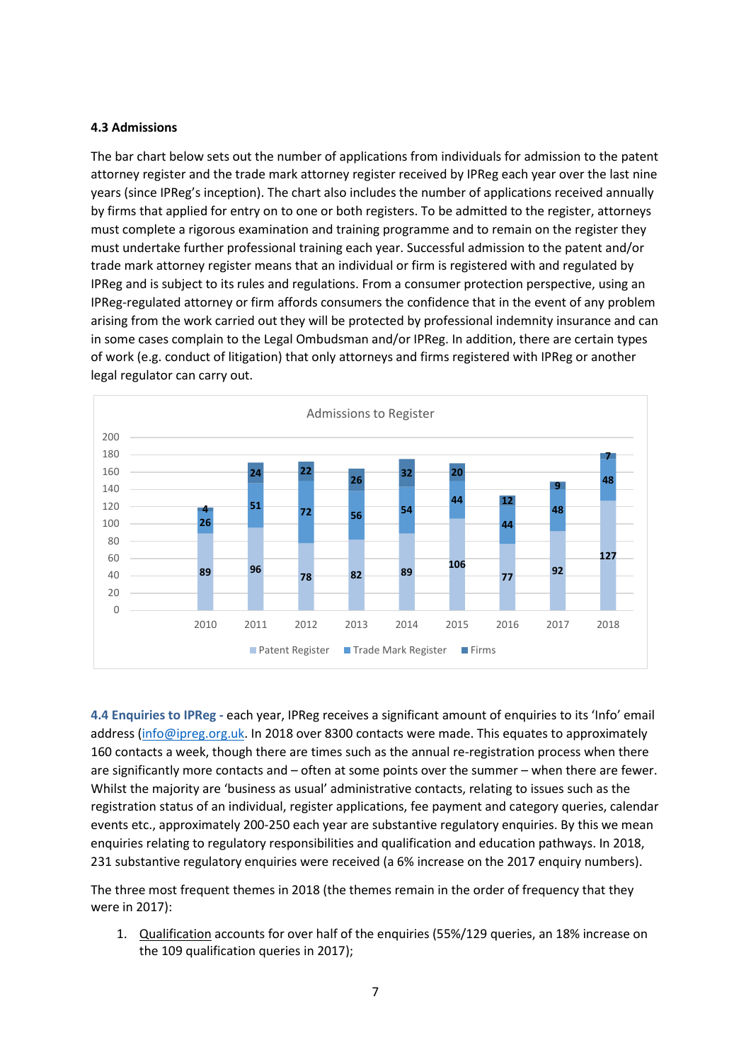**4.3 Admissions**

The bar chart below sets out the number of applications from individuals for admission to the patent attorney register and the trade mark attorney register received by IPReg each year over the last nine years (since IPReg's inception). The chart also includes the number of applications received annually by firms that applied for entry on to one or both registers. To be admitted to the register, attorneys must complete a rigorous examination and training programme and to remain on the register they must undertake further professional training each year. Successful admission to the patent and/or trade mark attorney register means that an individual or firm is registered with and regulated by IPReg and is subject to its rules and regulations. From a consumer protection perspective, using an IPReg-regulated attorney or firm affords consumers the confidence that in the event of any problem arising from the work carried out they will be protected by professional indemnity insurance and can in some cases complain to the Legal Ombudsman and/or IPReg. In addition, there are certain types of work (e.g. conduct of litigation) that only attorneys and firms registered with IPReg or another legal regulator can carry out.

Admissions to Register

| | 2010 | 2011 | 2012 | 2013 | 2014 | 2015 | 2016 | 2017 | 2018 |
|---|---|---|---|---|---|---|---|---|---|
| Patent Register | 89 | 96 | 78 | 82 | 89 | 106 | 77 | 92 | 127 |
| Trade Mark Register | 26 | 51 | 72 | 56 | 54 | 44 | 44 | 48 | 48 |
| Firms | 4 | 24 | 22 | 26 | 32 | 20 | 12 | 9 | 7 |

**4.4 Enquiries to IPReg -** each year, IPReg receives a significant amount of enquiries to its 'Info' email address (info@ipreg.org.uk). In 2018 over 8300 contacts were made. This equates to approximately 160 contacts a week, though there are times such as the annual re-registration process when there are significantly more contacts and – often at some points over the summer – when there are fewer. Whilst the majority are 'business as usual' administrative contacts, relating to issues such as the registration status of an individual, register applications, fee payment and category queries, calendar events etc., approximately 200-250 each year are substantive regulatory enquiries. By this we mean enquiries relating to regulatory responsibilities and qualification and education pathways. In 2018, 231 substantive regulatory enquiries were received (a 6% increase on the 2017 enquiry numbers).

The three most frequent themes in 2018 (the themes remain in the order of frequency that they were in 2017):

1. Qualification accounts for over half of the enquiries (55%/129 queries, an 18% increase on the 109 qualification queries in 2017);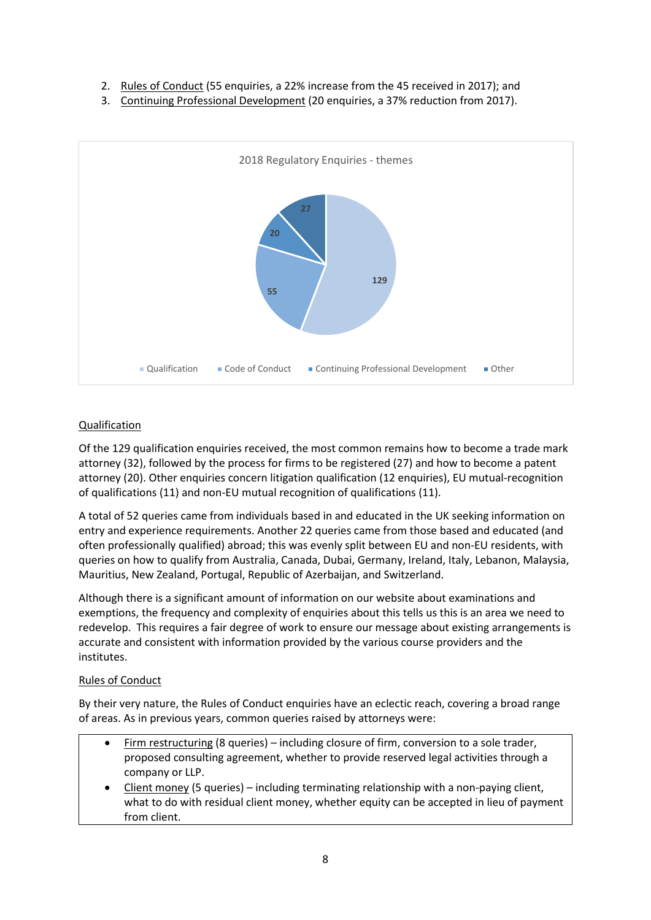2. Rules of Conduct (55 enquiries, a 22% increase from the 45 received in 2017); and
3. Continuing Professional Development (20 enquiries, a 37% reduction from 2017).

2018 Regulatory Enquiries - themes

| Theme | Enquiries |
|---|---|
| Qualification | 129 |
| Code of Conduct | 55 |
| Continuing Professional Development | 20 |
| Other | 27 |

## Qualification

Of the 129 qualification enquiries received, the most common remains how to become a trade mark attorney (32), followed by the process for firms to be registered (27) and how to become a patent attorney (20). Other enquiries concern litigation qualification (12 enquiries), EU mutual-recognition of qualifications (11) and non-EU mutual recognition of qualifications (11).

A total of 52 queries came from individuals based in and educated in the UK seeking information on entry and experience requirements. Another 22 queries came from those based and educated (and often professionally qualified) abroad; this was evenly split between EU and non-EU residents, with queries on how to qualify from Australia, Canada, Dubai, Germany, Ireland, Italy, Lebanon, Malaysia, Mauritius, New Zealand, Portugal, Republic of Azerbaijan, and Switzerland.

Although there is a significant amount of information on our website about examinations and exemptions, the frequency and complexity of enquiries about this tells us this is an area we need to redevelop. This requires a fair degree of work to ensure our message about existing arrangements is accurate and consistent with information provided by the various course providers and the institutes.

## Rules of Conduct

By their very nature, the Rules of Conduct enquiries have an eclectic reach, covering a broad range of areas. As in previous years, common queries raised by attorneys were:

- Firm restructuring (8 queries) – including closure of firm, conversion to a sole trader, proposed consulting agreement, whether to provide reserved legal activities through a company or LLP.
- Client money (5 queries) – including terminating relationship with a non-paying client, what to do with residual client money, whether equity can be accepted in lieu of payment from client.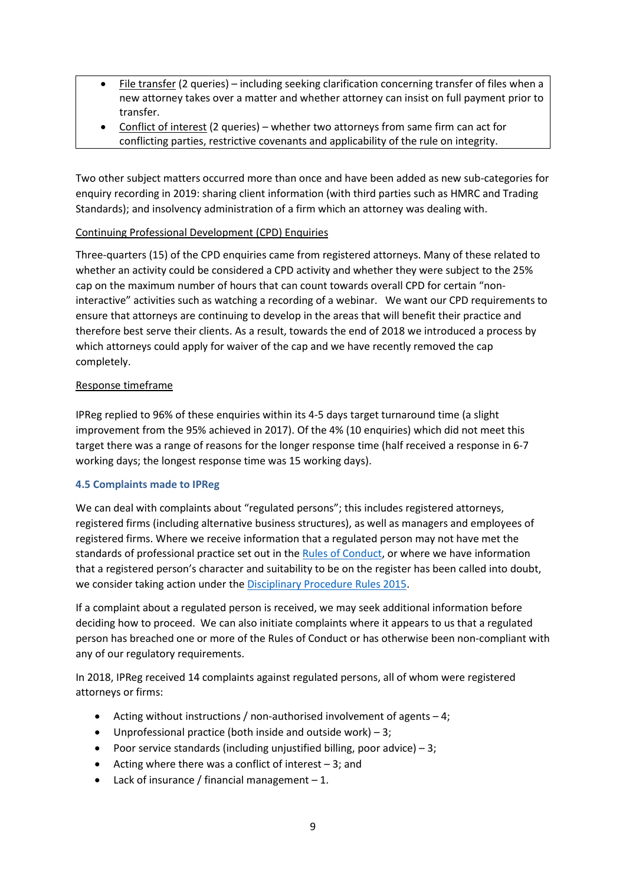- File transfer (2 queries) – including seeking clarification concerning transfer of files when a new attorney takes over a matter and whether attorney can insist on full payment prior to transfer.
- Conflict of interest (2 queries) – whether two attorneys from same firm can act for conflicting parties, restrictive covenants and applicability of the rule on integrity.

Two other subject matters occurred more than once and have been added as new sub-categories for enquiry recording in 2019: sharing client information (with third parties such as HMRC and Trading Standards); and insolvency administration of a firm which an attorney was dealing with.

Continuing Professional Development (CPD) Enquiries

Three-quarters (15) of the CPD enquiries came from registered attorneys. Many of these related to whether an activity could be considered a CPD activity and whether they were subject to the 25% cap on the maximum number of hours that can count towards overall CPD for certain "non-interactive" activities such as watching a recording of a webinar. We want our CPD requirements to ensure that attorneys are continuing to develop in the areas that will benefit their practice and therefore best serve their clients. As a result, towards the end of 2018 we introduced a process by which attorneys could apply for waiver of the cap and we have recently removed the cap completely.

Response timeframe

IPReg replied to 96% of these enquiries within its 4-5 days target turnaround time (a slight improvement from the 95% achieved in 2017). Of the 4% (10 enquiries) which did not meet this target there was a range of reasons for the longer response time (half received a response in 6-7 working days; the longest response time was 15 working days).

### 4.5 Complaints made to IPReg

We can deal with complaints about "regulated persons"; this includes registered attorneys, registered firms (including alternative business structures), as well as managers and employees of registered firms. Where we receive information that a regulated person may not have met the standards of professional practice set out in the Rules of Conduct, or where we have information that a registered person's character and suitability to be on the register has been called into doubt, we consider taking action under the Disciplinary Procedure Rules 2015.

If a complaint about a regulated person is received, we may seek additional information before deciding how to proceed. We can also initiate complaints where it appears to us that a regulated person has breached one or more of the Rules of Conduct or has otherwise been non-compliant with any of our regulatory requirements.

In 2018, IPReg received 14 complaints against regulated persons, all of whom were registered attorneys or firms:

- Acting without instructions / non-authorised involvement of agents – 4;
- Unprofessional practice (both inside and outside work) – 3;
- Poor service standards (including unjustified billing, poor advice) – 3;
- Acting where there was a conflict of interest – 3; and
- Lack of insurance / financial management – 1.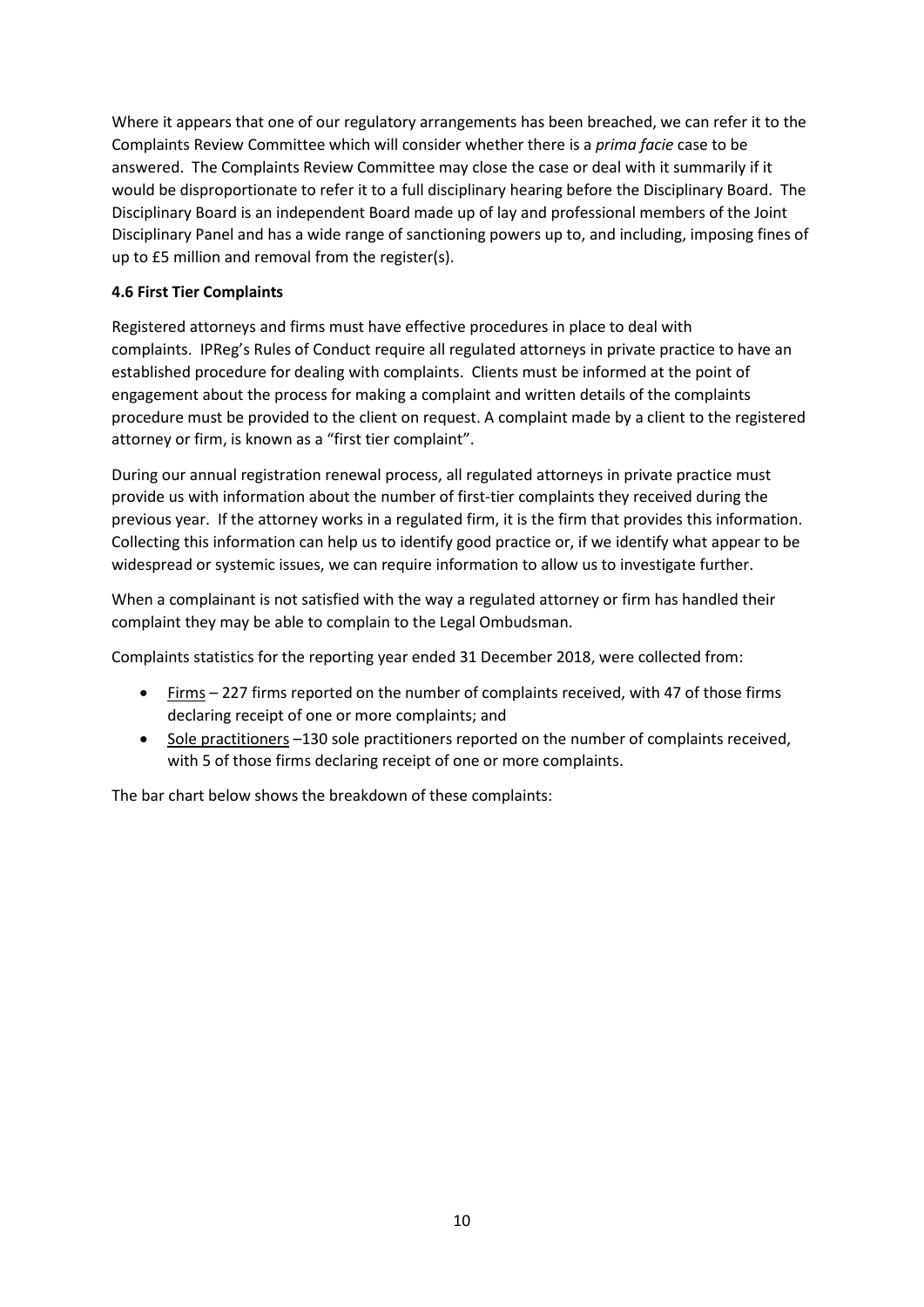Where it appears that one of our regulatory arrangements has been breached, we can refer it to the Complaints Review Committee which will consider whether there is a *prima facie* case to be answered. The Complaints Review Committee may close the case or deal with it summarily if it would be disproportionate to refer it to a full disciplinary hearing before the Disciplinary Board. The Disciplinary Board is an independent Board made up of lay and professional members of the Joint Disciplinary Panel and has a wide range of sanctioning powers up to, and including, imposing fines of up to £5 million and removal from the register(s).

### 4.6 First Tier Complaints

Registered attorneys and firms must have effective procedures in place to deal with complaints. IPReg's Rules of Conduct require all regulated attorneys in private practice to have an established procedure for dealing with complaints. Clients must be informed at the point of engagement about the process for making a complaint and written details of the complaints procedure must be provided to the client on request. A complaint made by a client to the registered attorney or firm, is known as a "first tier complaint".

During our annual registration renewal process, all regulated attorneys in private practice must provide us with information about the number of first-tier complaints they received during the previous year. If the attorney works in a regulated firm, it is the firm that provides this information. Collecting this information can help us to identify good practice or, if we identify what appear to be widespread or systemic issues, we can require information to allow us to investigate further.

When a complainant is not satisfied with the way a regulated attorney or firm has handled their complaint they may be able to complain to the Legal Ombudsman.

Complaints statistics for the reporting year ended 31 December 2018, were collected from:

- Firms – 227 firms reported on the number of complaints received, with 47 of those firms declaring receipt of one or more complaints; and
- Sole practitioners –130 sole practitioners reported on the number of complaints received, with 5 of those firms declaring receipt of one or more complaints.

The bar chart below shows the breakdown of these complaints: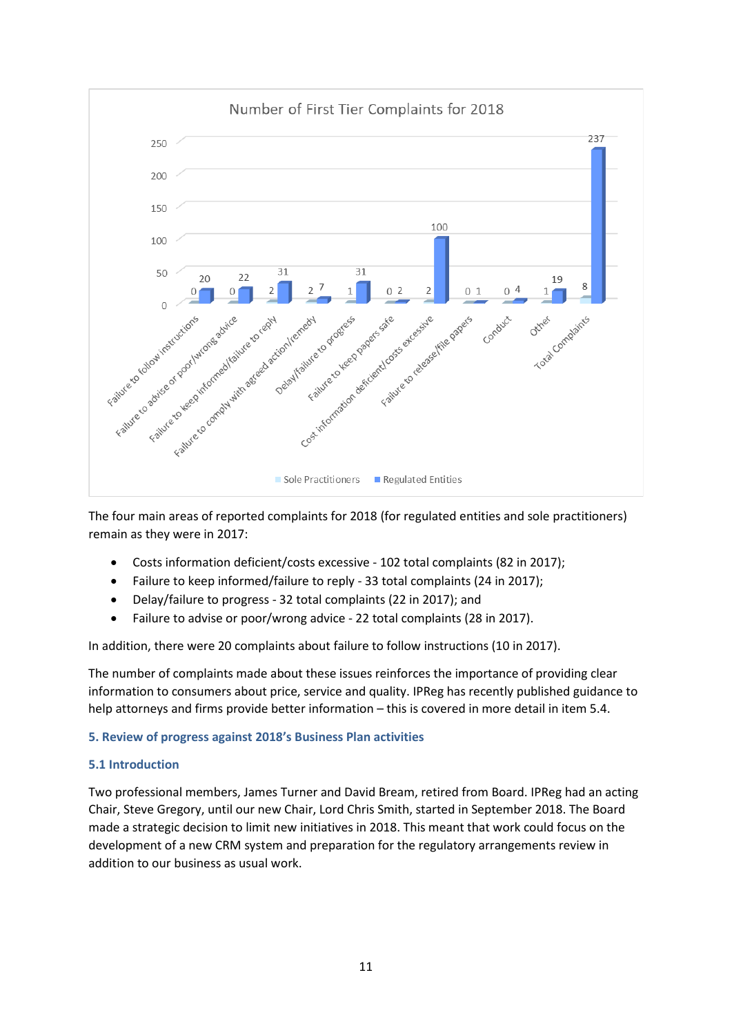**Number of First Tier Complaints for 2018**

| Category | Sole Practitioners | Regulated Entities |
|---|---|---|
| Failure to follow instructions | 0 | 20 |
| Failure to advise or poor/wrong advice | 0 | 22 |
| Failure to keep informed/failure to reply | 2 | 31 |
| Failure to comply with agreed action/remedy | 2 | 7 |
| Delay/failure to progress | 1 | 31 |
| Failure to keep papers safe | 0 | 2 |
| Cost information deficient/costs excessive | 2 | 100 |
| Failure to release/file papers | 0 | 1 |
| Conduct | 0 | 4 |
| Other | 1 | 19 |
| Total Complaints | 8 | 237 |

The four main areas of reported complaints for 2018 (for regulated entities and sole practitioners) remain as they were in 2017:

- Costs information deficient/costs excessive - 102 total complaints (82 in 2017);
- Failure to keep informed/failure to reply - 33 total complaints (24 in 2017);
- Delay/failure to progress - 32 total complaints (22 in 2017); and
- Failure to advise or poor/wrong advice - 22 total complaints (28 in 2017).

In addition, there were 20 complaints about failure to follow instructions (10 in 2017).

The number of complaints made about these issues reinforces the importance of providing clear information to consumers about price, service and quality. IPReg has recently published guidance to help attorneys and firms provide better information – this is covered in more detail in item 5.4.

## 5. Review of progress against 2018's Business Plan activities

### 5.1 Introduction

Two professional members, James Turner and David Bream, retired from Board. IPReg had an acting Chair, Steve Gregory, until our new Chair, Lord Chris Smith, started in September 2018. The Board made a strategic decision to limit new initiatives in 2018. This meant that work could focus on the development of a new CRM system and preparation for the regulatory arrangements review in addition to our business as usual work.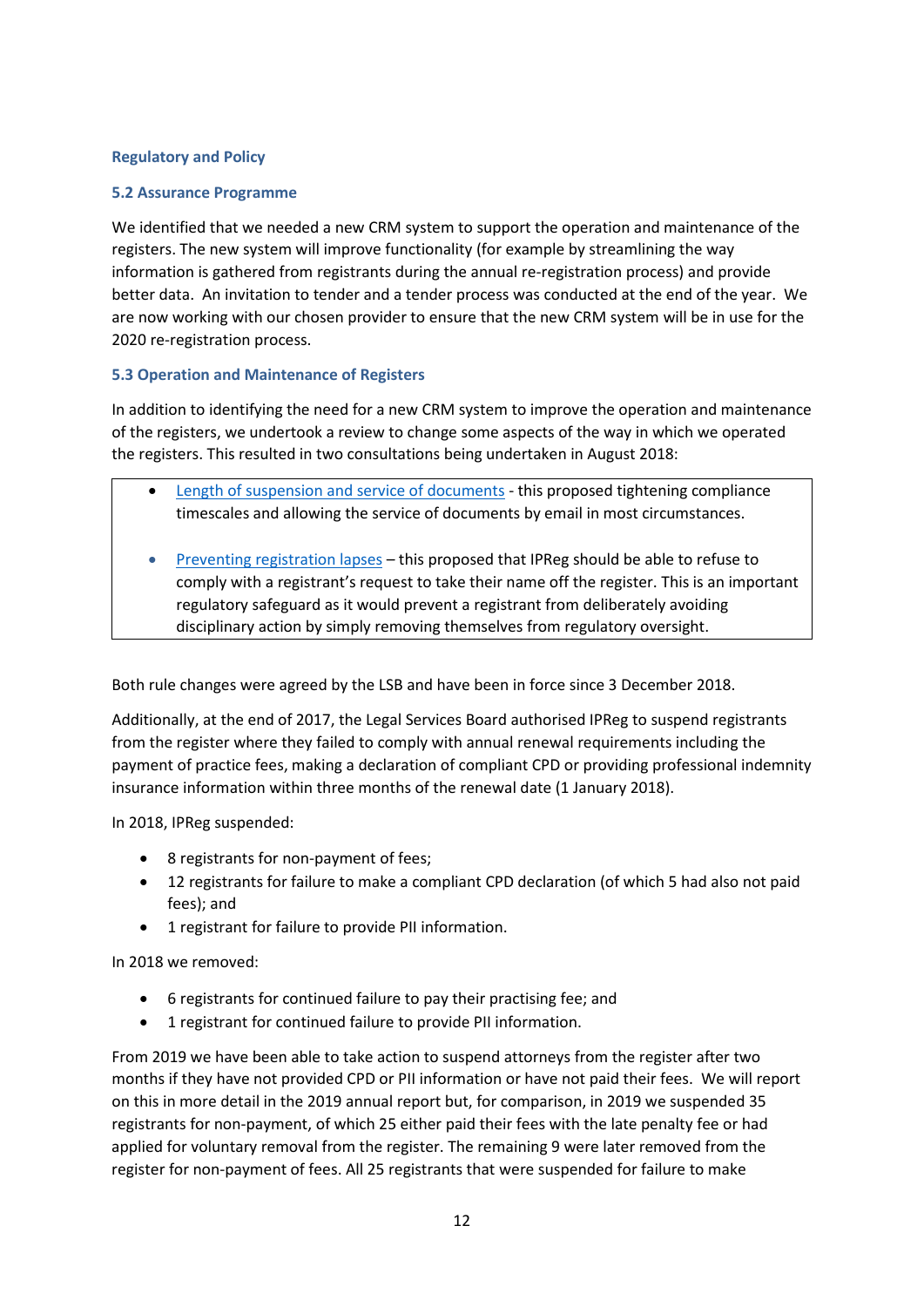### Regulatory and Policy

#### 5.2 Assurance Programme

We identified that we needed a new CRM system to support the operation and maintenance of the registers. The new system will improve functionality (for example by streamlining the way information is gathered from registrants during the annual re-registration process) and provide better data. An invitation to tender and a tender process was conducted at the end of the year. We are now working with our chosen provider to ensure that the new CRM system will be in use for the 2020 re-registration process.

#### 5.3 Operation and Maintenance of Registers

In addition to identifying the need for a new CRM system to improve the operation and maintenance of the registers, we undertook a review to change some aspects of the way in which we operated the registers. This resulted in two consultations being undertaken in August 2018:

- Length of suspension and service of documents - this proposed tightening compliance timescales and allowing the service of documents by email in most circumstances.
- Preventing registration lapses – this proposed that IPReg should be able to refuse to comply with a registrant's request to take their name off the register. This is an important regulatory safeguard as it would prevent a registrant from deliberately avoiding disciplinary action by simply removing themselves from regulatory oversight.

Both rule changes were agreed by the LSB and have been in force since 3 December 2018.

Additionally, at the end of 2017, the Legal Services Board authorised IPReg to suspend registrants from the register where they failed to comply with annual renewal requirements including the payment of practice fees, making a declaration of compliant CPD or providing professional indemnity insurance information within three months of the renewal date (1 January 2018).

In 2018, IPReg suspended:

- 8 registrants for non-payment of fees;
- 12 registrants for failure to make a compliant CPD declaration (of which 5 had also not paid fees); and
- 1 registrant for failure to provide PII information.

In 2018 we removed:

- 6 registrants for continued failure to pay their practising fee; and
- 1 registrant for continued failure to provide PII information.

From 2019 we have been able to take action to suspend attorneys from the register after two months if they have not provided CPD or PII information or have not paid their fees. We will report on this in more detail in the 2019 annual report but, for comparison, in 2019 we suspended 35 registrants for non-payment, of which 25 either paid their fees with the late penalty fee or had applied for voluntary removal from the register. The remaining 9 were later removed from the register for non-payment of fees. All 25 registrants that were suspended for failure to make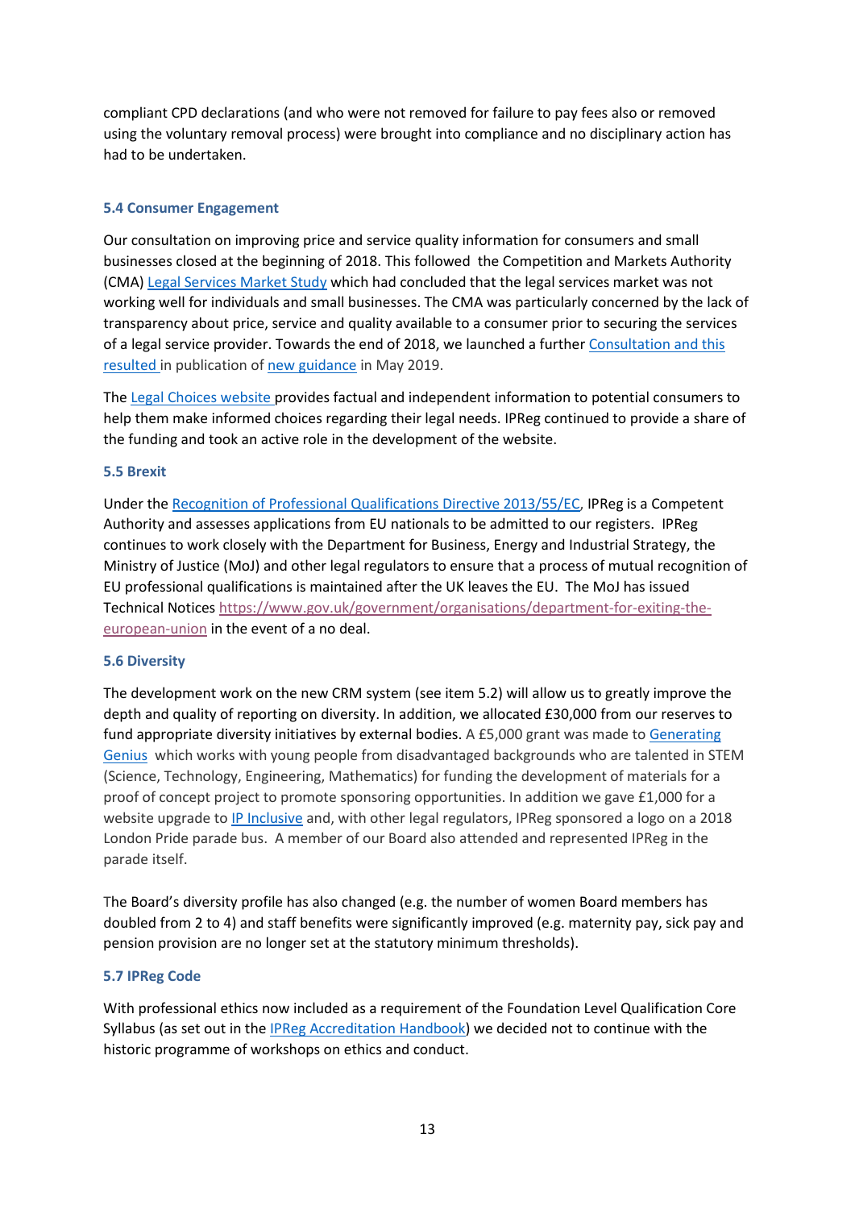compliant CPD declarations (and who were not removed for failure to pay fees also or removed using the voluntary removal process) were brought into compliance and no disciplinary action has had to be undertaken.

### 5.4 Consumer Engagement

Our consultation on improving price and service quality information for consumers and small businesses closed at the beginning of 2018. This followed the Competition and Markets Authority (CMA) Legal Services Market Study which had concluded that the legal services market was not working well for individuals and small businesses. The CMA was particularly concerned by the lack of transparency about price, service and quality available to a consumer prior to securing the services of a legal service provider. Towards the end of 2018, we launched a further Consultation and this resulted in publication of new guidance in May 2019.

The Legal Choices website provides factual and independent information to potential consumers to help them make informed choices regarding their legal needs. IPReg continued to provide a share of the funding and took an active role in the development of the website.

### 5.5 Brexit

Under the Recognition of Professional Qualifications Directive 2013/55/EC, IPReg is a Competent Authority and assesses applications from EU nationals to be admitted to our registers. IPReg continues to work closely with the Department for Business, Energy and Industrial Strategy, the Ministry of Justice (MoJ) and other legal regulators to ensure that a process of mutual recognition of EU professional qualifications is maintained after the UK leaves the EU. The MoJ has issued Technical Notices https://www.gov.uk/government/organisations/department-for-exiting-the-european-union in the event of a no deal.

### 5.6 Diversity

The development work on the new CRM system (see item 5.2) will allow us to greatly improve the depth and quality of reporting on diversity. In addition, we allocated £30,000 from our reserves to fund appropriate diversity initiatives by external bodies. A £5,000 grant was made to Generating Genius which works with young people from disadvantaged backgrounds who are talented in STEM (Science, Technology, Engineering, Mathematics) for funding the development of materials for a proof of concept project to promote sponsoring opportunities. In addition we gave £1,000 for a website upgrade to IP Inclusive and, with other legal regulators, IPReg sponsored a logo on a 2018 London Pride parade bus. A member of our Board also attended and represented IPReg in the parade itself.

The Board's diversity profile has also changed (e.g. the number of women Board members has doubled from 2 to 4) and staff benefits were significantly improved (e.g. maternity pay, sick pay and pension provision are no longer set at the statutory minimum thresholds).

### 5.7 IPReg Code

With professional ethics now included as a requirement of the Foundation Level Qualification Core Syllabus (as set out in the IPReg Accreditation Handbook) we decided not to continue with the historic programme of workshops on ethics and conduct.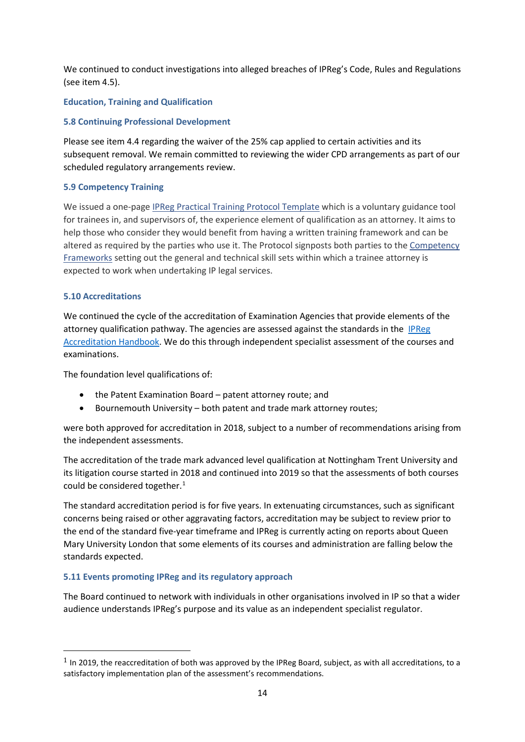We continued to conduct investigations into alleged breaches of IPReg's Code, Rules and Regulations (see item 4.5).

### Education, Training and Qualification

### 5.8 Continuing Professional Development

Please see item 4.4 regarding the waiver of the 25% cap applied to certain activities and its subsequent removal. We remain committed to reviewing the wider CPD arrangements as part of our scheduled regulatory arrangements review.

### 5.9 Competency Training

We issued a one-page IPReg Practical Training Protocol Template which is a voluntary guidance tool for trainees in, and supervisors of, the experience element of qualification as an attorney. It aims to help those who consider they would benefit from having a written training framework and can be altered as required by the parties who use it. The Protocol signposts both parties to the Competency Frameworks setting out the general and technical skill sets within which a trainee attorney is expected to work when undertaking IP legal services.

### 5.10 Accreditations

We continued the cycle of the accreditation of Examination Agencies that provide elements of the attorney qualification pathway. The agencies are assessed against the standards in the IPReg Accreditation Handbook. We do this through independent specialist assessment of the courses and examinations.

The foundation level qualifications of:

- the Patent Examination Board – patent attorney route; and
- Bournemouth University – both patent and trade mark attorney routes;

were both approved for accreditation in 2018, subject to a number of recommendations arising from the independent assessments.

The accreditation of the trade mark advanced level qualification at Nottingham Trent University and its litigation course started in 2018 and continued into 2019 so that the assessments of both courses could be considered together.[1]

The standard accreditation period is for five years. In extenuating circumstances, such as significant concerns being raised or other aggravating factors, accreditation may be subject to review prior to the end of the standard five-year timeframe and IPReg is currently acting on reports about Queen Mary University London that some elements of its courses and administration are falling below the standards expected.

### 5.11 Events promoting IPReg and its regulatory approach

The Board continued to network with individuals in other organisations involved in IP so that a wider audience understands IPReg's purpose and its value as an independent specialist regulator.

---

[1] In 2019, the reaccreditation of both was approved by the IPReg Board, subject, as with all accreditations, to a satisfactory implementation plan of the assessment's recommendations.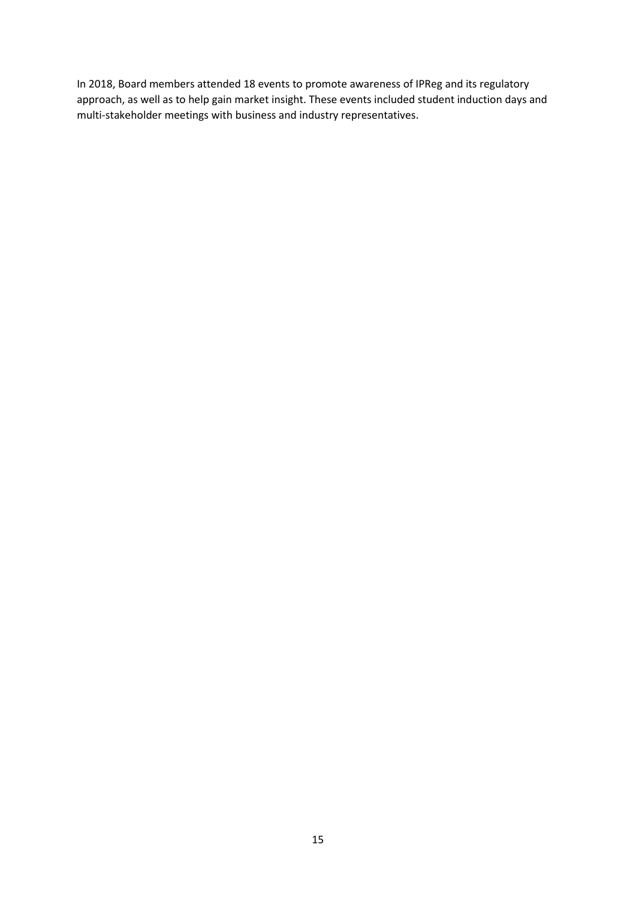In 2018, Board members attended 18 events to promote awareness of IPReg and its regulatory approach, as well as to help gain market insight. These events included student induction days and multi-stakeholder meetings with business and industry representatives.